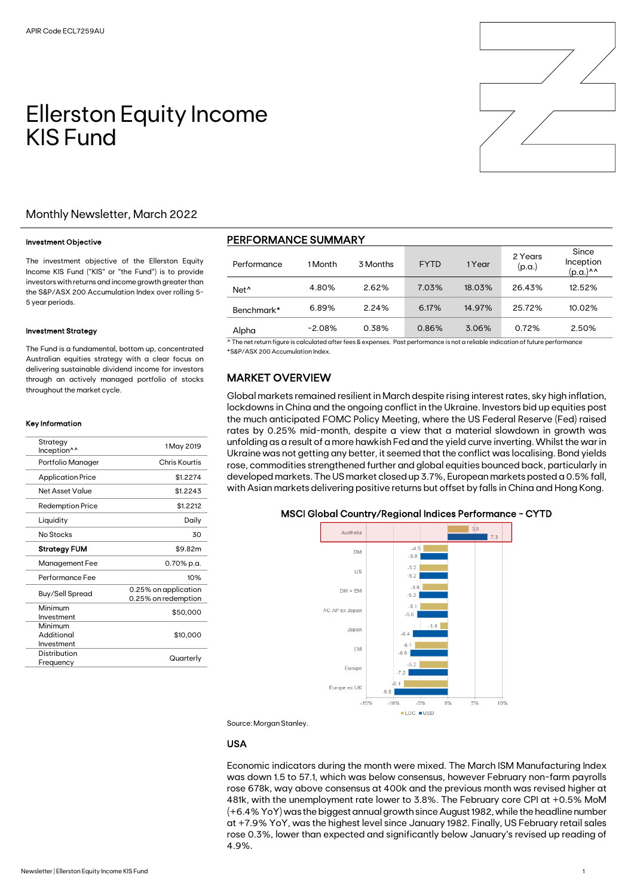APIR Code ECL7259AU

# Ellerston Equity Income KIS Fund

Monthly Newsletter, March 2022

### Investment Objective

The investment objective of the Ellerston Equity Income KIS Fund ("KIS" or "the Fund") is to provide investors with returns and income growth greater than the S&P/ASX 200 Accumulation Index over rolling 5-5 year periods.

### Investment Strategy

The Fund is a fundamental, bottom up, concentrated Australian equities strategy with a clear focus on delivering sustainable dividend income for investors through an actively managed portfolio of stocks throughout the market cycle.

### Key Information

| | |
|---|---|
| Strategy Inception^^ | 1 May 2019 |
| Portfolio Manager | Chris Kourtis |
| Application Price | $1.2274 |
| Net Asset Value | $1.2243 |
| Redemption Price | $1.2212 |
| Liquidity | Daily |
| No Stocks | 30 |
| **Strategy FUM** | $9.82m |
| Management Fee | 0.70% p.a. |
| Performance Fee | 10% |
| Buy/Sell Spread | 0.25% on application 0.25% on redemption |
| Minimum Investment | $50,000 |
| Minimum Additional Investment | $10,000 |
| Distribution Frequency | Quarterly |

## PERFORMANCE SUMMARY

| Performance | 1 Month | 3 Months | FYTD | 1 Year | 2 Years (p.a.) | Since Inception (p.a.)^^ |
|---|---|---|---|---|---|---|
| Net^ | 4.80% | 2.62% | 7.03% | 18.03% | 26.43% | 12.52% |
| Benchmark* | 6.89% | 2.24% | 6.17% | 14.97% | 25.72% | 10.02% |
| Alpha | -2.08% | 0.38% | 0.86% | 3.06% | 0.72% | 2.50% |

^ The net return figure is calculated after fees & expenses. Past performance is not a reliable indication of future performance
*S&P/ASX 200 Accumulation Index.

## MARKET OVERVIEW

Global markets remained resilient in March despite rising interest rates, sky high inflation, lockdowns in China and the ongoing conflict in the Ukraine. Investors bid up equities post the much anticipated FOMC Policy Meeting, where the US Federal Reserve (Fed) raised rates by 0.25% mid-month, despite a view that a material slowdown in growth was unfolding as a result of a more hawkish Fed and the yield curve inverting. Whilst the war in Ukraine was not getting any better, it seemed that the conflict was localising. Bond yields rose, commodities strengthened further and global equities bounced back, particularly in developed markets. The US market closed up 3.7%, European markets posted a 0.5% fall, with Asian markets delivering positive returns but offset by falls in China and Hong Kong.

**MSCI Global Country/Regional Indices Performance - CYTD**

| Region | LOC | USD |
|---|---|---|
| Australia | 3.8 | 7.3 |
| DM | -4.5 | -5.0 |
| US | -5.2 | -5.2 |
| DM + EM | -4.6 | -5.3 |
| AC AP ex Japan | -5.1 | -5.6 |
| Japan | -1.4 | -6.4 |
| EM | -6.1 | -6.9 |
| Europe | -5.2 | -7.2 |
| Europe ex UK | -8.1 | -9.8 |

Source: Morgan Stanley.

### USA

Economic indicators during the month were mixed. The March ISM Manufacturing Index was down 1.5 to 57.1, which was below consensus, however February non-farm payrolls rose 678k, way above consensus at 400k and the previous month was revised higher at 481k, with the unemployment rate lower to 3.8%. The February core CPI at +0.5% MoM (+6.4% YoY) was the biggest annual growth since August 1982, while the headline number at +7.9% YoY, was the highest level since January 1982. Finally, US February retail sales rose 0.3%, lower than expected and significantly below January's revised up reading of 4.9%.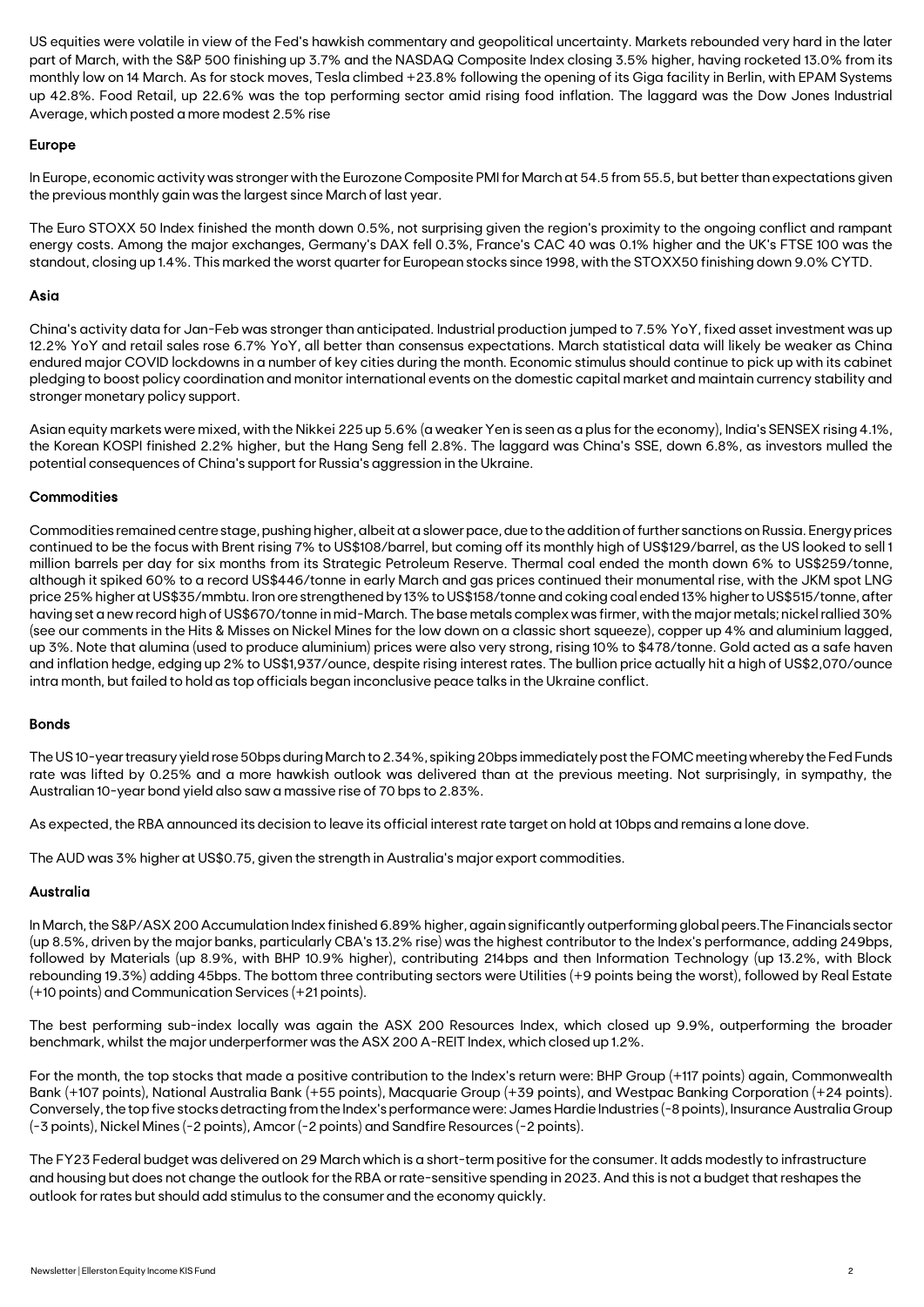US equities were volatile in view of the Fed's hawkish commentary and geopolitical uncertainty. Markets rebounded very hard in the later part of March, with the S&P 500 finishing up 3.7% and the NASDAQ Composite Index closing 3.5% higher, having rocketed 13.0% from its monthly low on 14 March. As for stock moves, Tesla climbed +23.8% following the opening of its Giga facility in Berlin, with EPAM Systems up 42.8%. Food Retail, up 22.6% was the top performing sector amid rising food inflation. The laggard was the Dow Jones Industrial Average, which posted a more modest 2.5% rise

## Europe

In Europe, economic activity was stronger with the Eurozone Composite PMI for March at 54.5 from 55.5, but better than expectations given the previous monthly gain was the largest since March of last year.

The Euro STOXX 50 Index finished the month down 0.5%, not surprising given the region's proximity to the ongoing conflict and rampant energy costs. Among the major exchanges, Germany's DAX fell 0.3%, France's CAC 40 was 0.1% higher and the UK's FTSE 100 was the standout, closing up 1.4%. This marked the worst quarter for European stocks since 1998, with the STOXX50 finishing down 9.0% CYTD.

## Asia

China's activity data for Jan-Feb was stronger than anticipated. Industrial production jumped to 7.5% YoY, fixed asset investment was up 12.2% YoY and retail sales rose 6.7% YoY, all better than consensus expectations. March statistical data will likely be weaker as China endured major COVID lockdowns in a number of key cities during the month. Economic stimulus should continue to pick up with its cabinet pledging to boost policy coordination and monitor international events on the domestic capital market and maintain currency stability and stronger monetary policy support.

Asian equity markets were mixed, with the Nikkei 225 up 5.6% (a weaker Yen is seen as a plus for the economy), India's SENSEX rising 4.1%, the Korean KOSPI finished 2.2% higher, but the Hang Seng fell 2.8%. The laggard was China's SSE, down 6.8%, as investors mulled the potential consequences of China's support for Russia's aggression in the Ukraine.

## Commodities

Commodities remained centre stage, pushing higher, albeit at a slower pace, due to the addition of further sanctions on Russia. Energy prices continued to be the focus with Brent rising 7% to US$108/barrel, but coming off its monthly high of US$129/barrel, as the US looked to sell 1 million barrels per day for six months from its Strategic Petroleum Reserve. Thermal coal ended the month down 6% to US$259/tonne, although it spiked 60% to a record US$446/tonne in early March and gas prices continued their monumental rise, with the JKM spot LNG price 25% higher at US$35/mmbtu. Iron ore strengthened by 13% to US$158/tonne and coking coal ended 13% higher to US$515/tonne, after having set a new record high of US$670/tonne in mid-March. The base metals complex was firmer, with the major metals; nickel rallied 30% (see our comments in the Hits & Misses on Nickel Mines for the low down on a classic short squeeze), copper up 4% and aluminium lagged, up 3%. Note that alumina (used to produce aluminium) prices were also very strong, rising 10% to $478/tonne. Gold acted as a safe haven and inflation hedge, edging up 2% to US$1,937/ounce, despite rising interest rates. The bullion price actually hit a high of US$2,070/ounce intra month, but failed to hold as top officials began inconclusive peace talks in the Ukraine conflict.

## Bonds

The US 10-year treasury yield rose 50bps during March to 2.34%, spiking 20bps immediately post the FOMC meeting whereby the Fed Funds rate was lifted by 0.25% and a more hawkish outlook was delivered than at the previous meeting. Not surprisingly, in sympathy, the Australian 10-year bond yield also saw a massive rise of 70 bps to 2.83%.

As expected, the RBA announced its decision to leave its official interest rate target on hold at 10bps and remains a lone dove.

The AUD was 3% higher at US$0.75, given the strength in Australia's major export commodities.

## Australia

In March, the S&P/ASX 200 Accumulation Index finished 6.89% higher, again significantly outperforming global peers. The Financials sector (up 8.5%, driven by the major banks, particularly CBA's 13.2% rise) was the highest contributor to the Index's performance, adding 249bps, followed by Materials (up 8.9%, with BHP 10.9% higher), contributing 214bps and then Information Technology (up 13.2%, with Block rebounding 19.3%) adding 45bps. The bottom three contributing sectors were Utilities (+9 points being the worst), followed by Real Estate (+10 points) and Communication Services (+21 points).

The best performing sub-index locally was again the ASX 200 Resources Index, which closed up 9.9%, outperforming the broader benchmark, whilst the major underperformer was the ASX 200 A-REIT Index, which closed up 1.2%.

For the month, the top stocks that made a positive contribution to the Index's return were: BHP Group (+117 points) again, Commonwealth Bank (+107 points), National Australia Bank (+55 points), Macquarie Group (+39 points), and Westpac Banking Corporation (+24 points). Conversely, the top five stocks detracting from the Index's performance were: James Hardie Industries (-8 points), Insurance Australia Group (-3 points), Nickel Mines (-2 points), Amcor (-2 points) and Sandfire Resources (-2 points).

The FY23 Federal budget was delivered on 29 March which is a short-term positive for the consumer. It adds modestly to infrastructure and housing but does not change the outlook for the RBA or rate-sensitive spending in 2023. And this is not a budget that reshapes the outlook for rates but should add stimulus to the consumer and the economy quickly.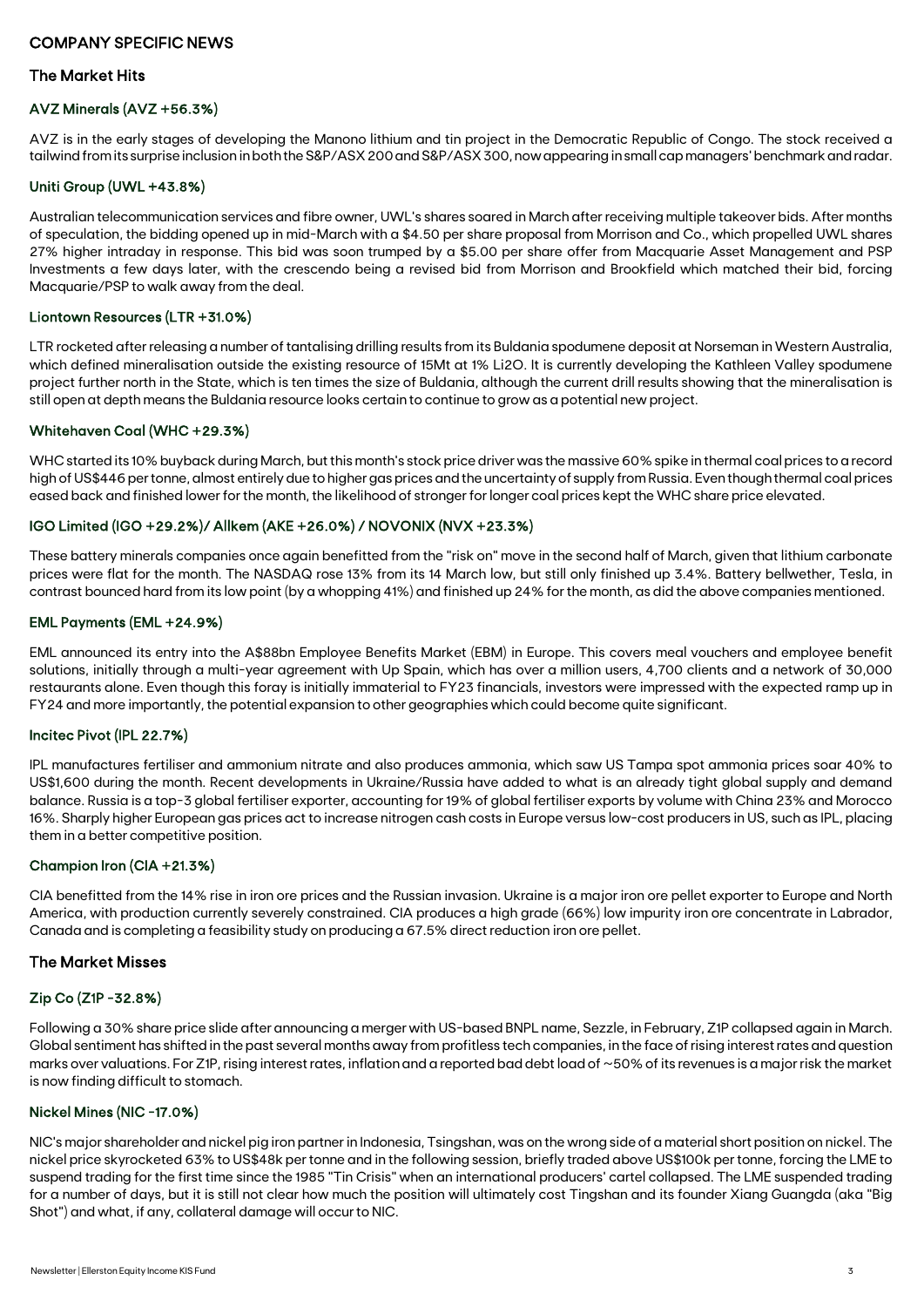## COMPANY SPECIFIC NEWS

### The Market Hits

#### AVZ Minerals (AVZ +56.3%)

AVZ is in the early stages of developing the Manono lithium and tin project in the Democratic Republic of Congo. The stock received a tailwind from its surprise inclusion in both the S&P/ASX 200 and S&P/ASX 300, now appearing in small cap managers' benchmark and radar.

#### Uniti Group (UWL +43.8%)

Australian telecommunication services and fibre owner, UWL's shares soared in March after receiving multiple takeover bids. After months of speculation, the bidding opened up in mid-March with a $4.50 per share proposal from Morrison and Co., which propelled UWL shares 27% higher intraday in response. This bid was soon trumped by a $5.00 per share offer from Macquarie Asset Management and PSP Investments a few days later, with the crescendo being a revised bid from Morrison and Brookfield which matched their bid, forcing Macquarie/PSP to walk away from the deal.

#### Liontown Resources (LTR +31.0%)

LTR rocketed after releasing a number of tantalising drilling results from its Buldania spodumene deposit at Norseman in Western Australia, which defined mineralisation outside the existing resource of 15Mt at 1% Li2O. It is currently developing the Kathleen Valley spodumene project further north in the State, which is ten times the size of Buldania, although the current drill results showing that the mineralisation is still open at depth means the Buldania resource looks certain to continue to grow as a potential new project.

#### Whitehaven Coal (WHC +29.3%)

WHC started its 10% buyback during March, but this month's stock price driver was the massive 60% spike in thermal coal prices to a record high of US$446 per tonne, almost entirely due to higher gas prices and the uncertainty of supply from Russia. Even though thermal coal prices eased back and finished lower for the month, the likelihood of stronger for longer coal prices kept the WHC share price elevated.

#### IGO Limited (IGO +29.2%)/ Allkem (AKE +26.0%) / NOVONIX (NVX +23.3%)

These battery minerals companies once again benefitted from the "risk on" move in the second half of March, given that lithium carbonate prices were flat for the month. The NASDAQ rose 13% from its 14 March low, but still only finished up 3.4%. Battery bellwether, Tesla, in contrast bounced hard from its low point (by a whopping 41%) and finished up 24% for the month, as did the above companies mentioned.

#### EML Payments (EML +24.9%)

EML announced its entry into the A$88bn Employee Benefits Market (EBM) in Europe. This covers meal vouchers and employee benefit solutions, initially through a multi-year agreement with Up Spain, which has over a million users, 4,700 clients and a network of 30,000 restaurants alone. Even though this foray is initially immaterial to FY23 financials, investors were impressed with the expected ramp up in FY24 and more importantly, the potential expansion to other geographies which could become quite significant.

#### Incitec Pivot (IPL 22.7%)

IPL manufactures fertiliser and ammonium nitrate and also produces ammonia, which saw US Tampa spot ammonia prices soar 40% to US$1,600 during the month. Recent developments in Ukraine/Russia have added to what is an already tight global supply and demand balance. Russia is a top-3 global fertiliser exporter, accounting for 19% of global fertiliser exports by volume with China 23% and Morocco 16%. Sharply higher European gas prices act to increase nitrogen cash costs in Europe versus low-cost producers in US, such as IPL, placing them in a better competitive position.

#### Champion Iron (CIA +21.3%)

CIA benefitted from the 14% rise in iron ore prices and the Russian invasion. Ukraine is a major iron ore pellet exporter to Europe and North America, with production currently severely constrained. CIA produces a high grade (66%) low impurity iron ore concentrate in Labrador, Canada and is completing a feasibility study on producing a 67.5% direct reduction iron ore pellet.

### The Market Misses

#### Zip Co (Z1P -32.8%)

Following a 30% share price slide after announcing a merger with US-based BNPL name, Sezzle, in February, Z1P collapsed again in March. Global sentiment has shifted in the past several months away from profitless tech companies, in the face of rising interest rates and question marks over valuations. For Z1P, rising interest rates, inflation and a reported bad debt load of ~50% of its revenues is a major risk the market is now finding difficult to stomach.

#### Nickel Mines (NIC -17.0%)

NIC's major shareholder and nickel pig iron partner in Indonesia, Tsingshan, was on the wrong side of a material short position on nickel. The nickel price skyrocketed 63% to US$48k per tonne and in the following session, briefly traded above US$100k per tonne, forcing the LME to suspend trading for the first time since the 1985 "Tin Crisis" when an international producers' cartel collapsed. The LME suspended trading for a number of days, but it is still not clear how much the position will ultimately cost Tingshan and its founder Xiang Guangda (aka "Big Shot") and what, if any, collateral damage will occur to NIC.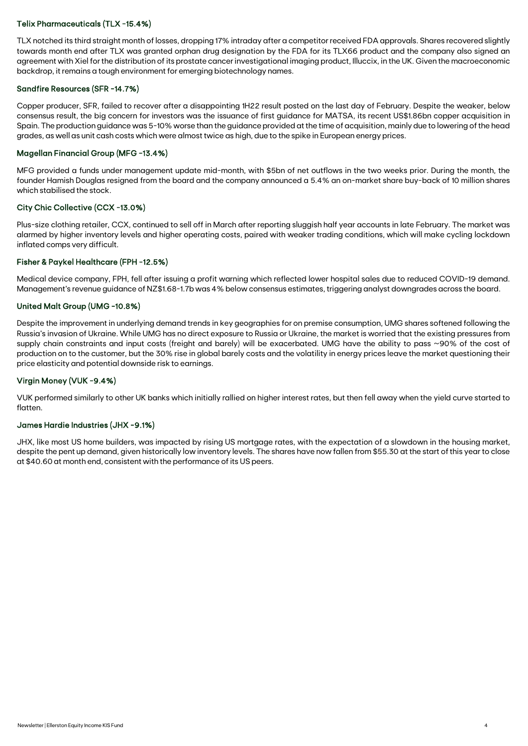### Telix Pharmaceuticals (TLX -15.4%)

TLX notched its third straight month of losses, dropping 17% intraday after a competitor received FDA approvals. Shares recovered slightly towards month end after TLX was granted orphan drug designation by the FDA for its TLX66 product and the company also signed an agreement with Xiel for the distribution of its prostate cancer investigational imaging product, Illuccix, in the UK. Given the macroeconomic backdrop, it remains a tough environment for emerging biotechnology names.

### Sandfire Resources (SFR -14.7%)

Copper producer, SFR, failed to recover after a disappointing 1H22 result posted on the last day of February. Despite the weaker, below consensus result, the big concern for investors was the issuance of first guidance for MATSA, its recent US$1.86bn copper acquisition in Spain. The production guidance was 5-10% worse than the guidance provided at the time of acquisition, mainly due to lowering of the head grades, as well as unit cash costs which were almost twice as high, due to the spike in European energy prices.

### Magellan Financial Group (MFG -13.4%)

MFG provided a funds under management update mid-month, with $5bn of net outflows in the two weeks prior. During the month, the founder Hamish Douglas resigned from the board and the company announced a 5.4% an on-market share buy-back of 10 million shares which stabilised the stock.

### City Chic Collective (CCX -13.0%)

Plus-size clothing retailer, CCX, continued to sell off in March after reporting sluggish half year accounts in late February. The market was alarmed by higher inventory levels and higher operating costs, paired with weaker trading conditions, which will make cycling lockdown inflated comps very difficult.

### Fisher & Paykel Healthcare (FPH -12.5%)

Medical device company, FPH, fell after issuing a profit warning which reflected lower hospital sales due to reduced COVID-19 demand. Management's revenue guidance of NZ$1.68-1.7b was 4% below consensus estimates, triggering analyst downgrades across the board.

### United Malt Group (UMG -10.8%)

Despite the improvement in underlying demand trends in key geographies for on premise consumption, UMG shares softened following the Russia's invasion of Ukraine. While UMG has no direct exposure to Russia or Ukraine, the market is worried that the existing pressures from supply chain constraints and input costs (freight and barely) will be exacerbated. UMG have the ability to pass ~90% of the cost of production on to the customer, but the 30% rise in global barely costs and the volatility in energy prices leave the market questioning their price elasticity and potential downside risk to earnings.

### Virgin Money (VUK -9.4%)

VUK performed similarly to other UK banks which initially rallied on higher interest rates, but then fell away when the yield curve started to flatten.

### James Hardie Industries (JHX -9.1%)

JHX, like most US home builders, was impacted by rising US mortgage rates, with the expectation of a slowdown in the housing market, despite the pent up demand, given historically low inventory levels. The shares have now fallen from $55.30 at the start of this year to close at $40.60 at month end, consistent with the performance of its US peers.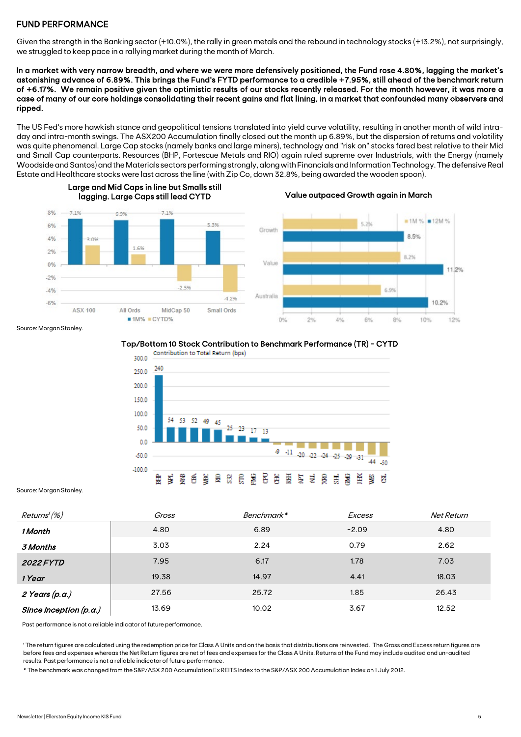## FUND PERFORMANCE

Given the strength in the Banking sector (+10.0%), the rally in green metals and the rebound in technology stocks (+13.2%), not surprisingly, we struggled to keep pace in a rallying market during the month of March.

**In a market with very narrow breadth, and where we were more defensively positioned, the Fund rose 4.80%, lagging the market's astonishing advance of 6.89%. This brings the Fund's FYTD performance to a credible +7.95%, still ahead of the benchmark return of +6.17%. We remain positive given the optimistic results of our stocks recently released. For the month however, it was more a case of many of our core holdings consolidating their recent gains and flat lining, in a market that confounded many observers and ripped.**

The US Fed's more hawkish stance and geopolitical tensions translated into yield curve volatility, resulting in another month of wild intra-day and intra-month swings. The ASX200 Accumulation finally closed out the month up 6.89%, but the dispersion of returns and volatility was quite phenomenal. Large Cap stocks (namely banks and large miners), technology and "risk on" stocks fared best relative to their Mid and Small Cap counterparts. Resources (BHP, Fortescue Metals and RIO) again ruled supreme over Industrials, with the Energy (namely Woodside and Santos) and the Materials sectors performing strongly, along with Financials and Information Technology. The defensive Real Estate and Healthcare stocks were last across the line (with Zip Co, down 32.8%, being awarded the wooden spoon).

**Large and Mid Caps in line but Smalls still lagging. Large Caps still lead CYTD**

| | 1M% | CYTD% |
|---|---|---|
| ASX 100 | 7.1% | 3.0% |
| All Ords | 6.9% | 1.6% |
| MidCap 50 | 7.1% | -2.5% |
| Small Ords | 5.3% | -4.2% |

**Value outpaced Growth again in March**

| | 1M % | 12M % |
|---|---|---|
| Growth | 5.2% | 8.5% |
| Value | 8.2% | 11.2% |
| Australia | 6.9% | 10.2% |

Source: Morgan Stanley.

**Top/Bottom 10 Stock Contribution to Benchmark Performance (TR) - CYTD**

Contribution to Total Return (bps)

| Stock | bps |
|---|---|
| BHP | 240 |
| WPL | 54 |
| NAB | 53 |
| CBA | 52 |
| WBC | 49 |
| RIO | 45 |
| S32 | 25 |
| STO | 23 |
| FMG | 17 |
| CPU | 13 |
| CHC | -9 |
| REH | -11 |
| APT | -20 |
| NST | -22 |
| XRO | -24 |
| SHL | -25 |
| GMG | -29 |
| JHX | -31 |
| WES | -44 |
| CSL | -50 |

Source: Morgan Stanley.

| *Returns[1] (%)* | *Gross* | *Benchmark\** | *Excess* | *Net Return* |
|---|---|---|---|---|
| ***1 Month*** | 4.80 | 6.89 | -2.09 | 4.80 |
| ***3 Months*** | 3.03 | 2.24 | 0.79 | 2.62 |
| ***2022 FYTD*** | 7.95 | 6.17 | 1.78 | 7.03 |
| ***1 Year*** | 19.38 | 14.97 | 4.41 | 18.03 |
| ***2 Years (p.a.)*** | 27.56 | 25.72 | 1.85 | 26.43 |
| ***Since Inception (p.a.)*** | 13.69 | 10.02 | 3.67 | 12.52 |

Past performance is not a reliable indicator of future performance.

[1] The return figures are calculated using the redemption price for Class A Units and on the basis that distributions are reinvested. The Gross and Excess return figures are before fees and expenses whereas the Net Return figures are net of fees and expenses for the Class A Units. Returns of the Fund may include audited and un-audited results. Past performance is not a reliable indicator of future performance.

\* The benchmark was changed from the S&P/ASX 200 Accumulation Ex REITS Index to the S&P/ASX 200 Accumulation Index on 1 July 2012.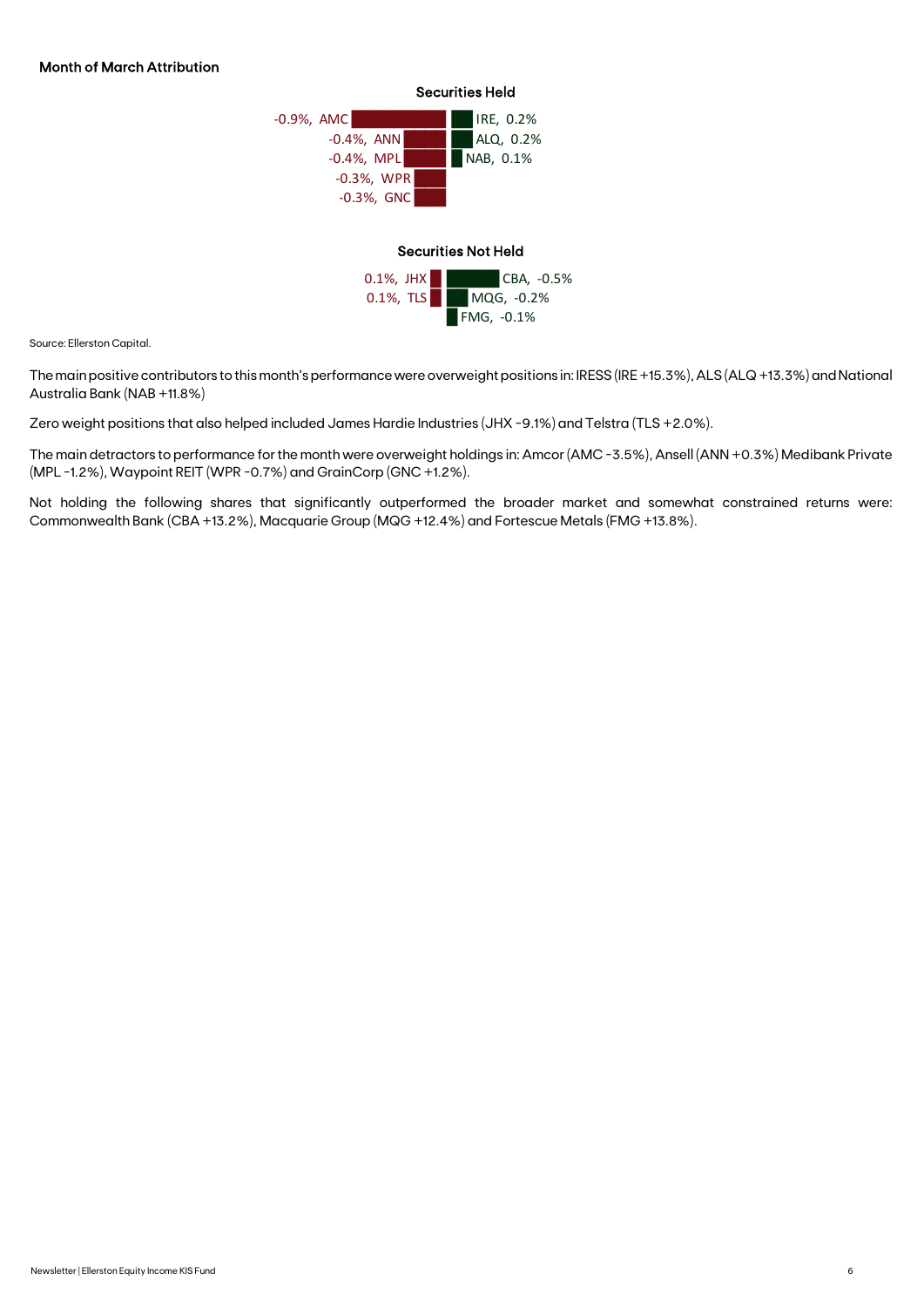### Month of March Attribution

**Securities Held**

| Detractors | Contributors |
| --- | --- |
| -0.9%, AMC | IRE, 0.2% |
| -0.4%, ANN | ALQ, 0.2% |
| -0.4%, MPL | NAB, 0.1% |
| -0.3%, WPR | |
| -0.3%, GNC | |

**Securities Not Held**

| Contributors | Detractors |
| --- | --- |
| 0.1%, JHX | CBA, -0.5% |
| 0.1%, TLS | MQG, -0.2% |
| | FMG, -0.1% |

Source: Ellerston Capital.

The main positive contributors to this month's performance were overweight positions in: IRESS (IRE +15.3%), ALS (ALQ +13.3%) and National Australia Bank (NAB +11.8%)

Zero weight positions that also helped included James Hardie Industries (JHX -9.1%) and Telstra (TLS +2.0%).

The main detractors to performance for the month were overweight holdings in: Amcor (AMC -3.5%), Ansell (ANN +0.3%) Medibank Private (MPL -1.2%), Waypoint REIT (WPR -0.7%) and GrainCorp (GNC +1.2%).

Not holding the following shares that significantly outperformed the broader market and somewhat constrained returns were: Commonwealth Bank (CBA +13.2%), Macquarie Group (MQG +12.4%) and Fortescue Metals (FMG +13.8%).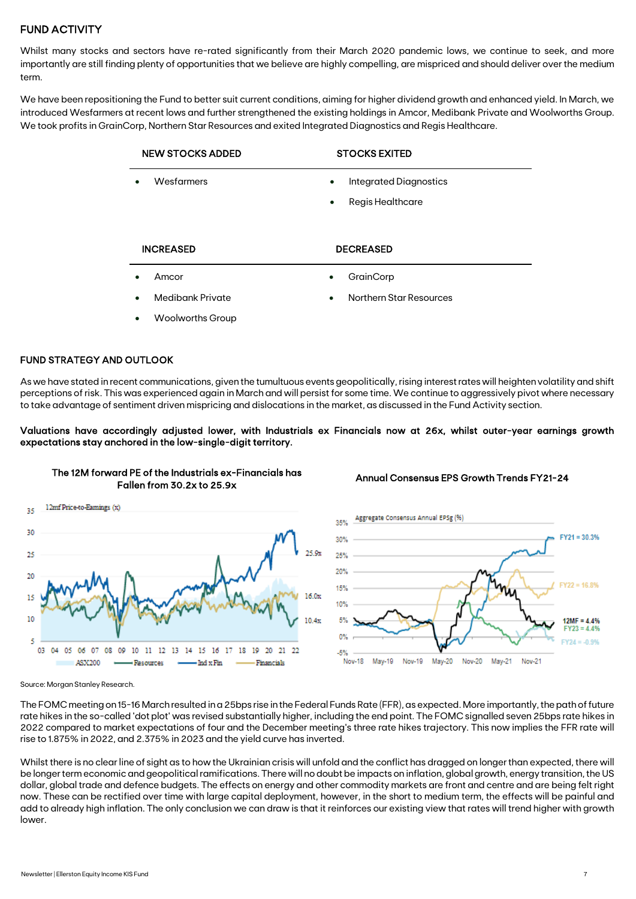## FUND ACTIVITY

Whilst many stocks and sectors have re-rated significantly from their March 2020 pandemic lows, we continue to seek, and more importantly are still finding plenty of opportunities that we believe are highly compelling, are mispriced and should deliver over the medium term.

We have been repositioning the Fund to better suit current conditions, aiming for higher dividend growth and enhanced yield. In March, we introduced Wesfarmers at recent lows and further strengthened the existing holdings in Amcor, Medibank Private and Woolworths Group. We took profits in GrainCorp, Northern Star Resources and exited Integrated Diagnostics and Regis Healthcare.

| NEW STOCKS ADDED | STOCKS EXITED |
|---|---|
| • Wesfarmers | • Integrated Diagnostics |
| | • Regis Healthcare |

| INCREASED | DECREASED |
|---|---|
| • Amcor | • GrainCorp |
| • Medibank Private | • Northern Star Resources |
| • Woolworths Group | |

## FUND STRATEGY AND OUTLOOK

As we have stated in recent communications, given the tumultuous events geopolitically, rising interest rates will heighten volatility and shift perceptions of risk. This was experienced again in March and will persist for some time. We continue to aggressively pivot where necessary to take advantage of sentiment driven mispricing and dislocations in the market, as discussed in the Fund Activity section.

**Valuations have accordingly adjusted lower, with Industrials ex Financials now at 26x, whilst outer-year earnings growth expectations stay anchored in the low-single-digit territory.**

**The 12M forward PE of the Industrials ex-Financials has Fallen from 30.2x to 25.9x**

**Annual Consensus EPS Growth Trends FY21-24**

Source: Morgan Stanley Research.

The FOMC meeting on 15-16 March resulted in a 25bps rise in the Federal Funds Rate (FFR), as expected. More importantly, the path of future rate hikes in the so-called 'dot plot' was revised substantially higher, including the end point. The FOMC signalled seven 25bps rate hikes in 2022 compared to market expectations of four and the December meeting's three rate hikes trajectory. This now implies the FFR rate will rise to 1.875% in 2022, and 2.375% in 2023 and the yield curve has inverted.

Whilst there is no clear line of sight as to how the Ukrainian crisis will unfold and the conflict has dragged on longer than expected, there will be longer term economic and geopolitical ramifications. There will no doubt be impacts on inflation, global growth, energy transition, the US dollar, global trade and defence budgets. The effects on energy and other commodity markets are front and centre and are being felt right now. These can be rectified over time with large capital deployment, however, in the short to medium term, the effects will be painful and add to already high inflation. The only conclusion we can draw is that it reinforces our existing view that rates will trend higher with growth lower.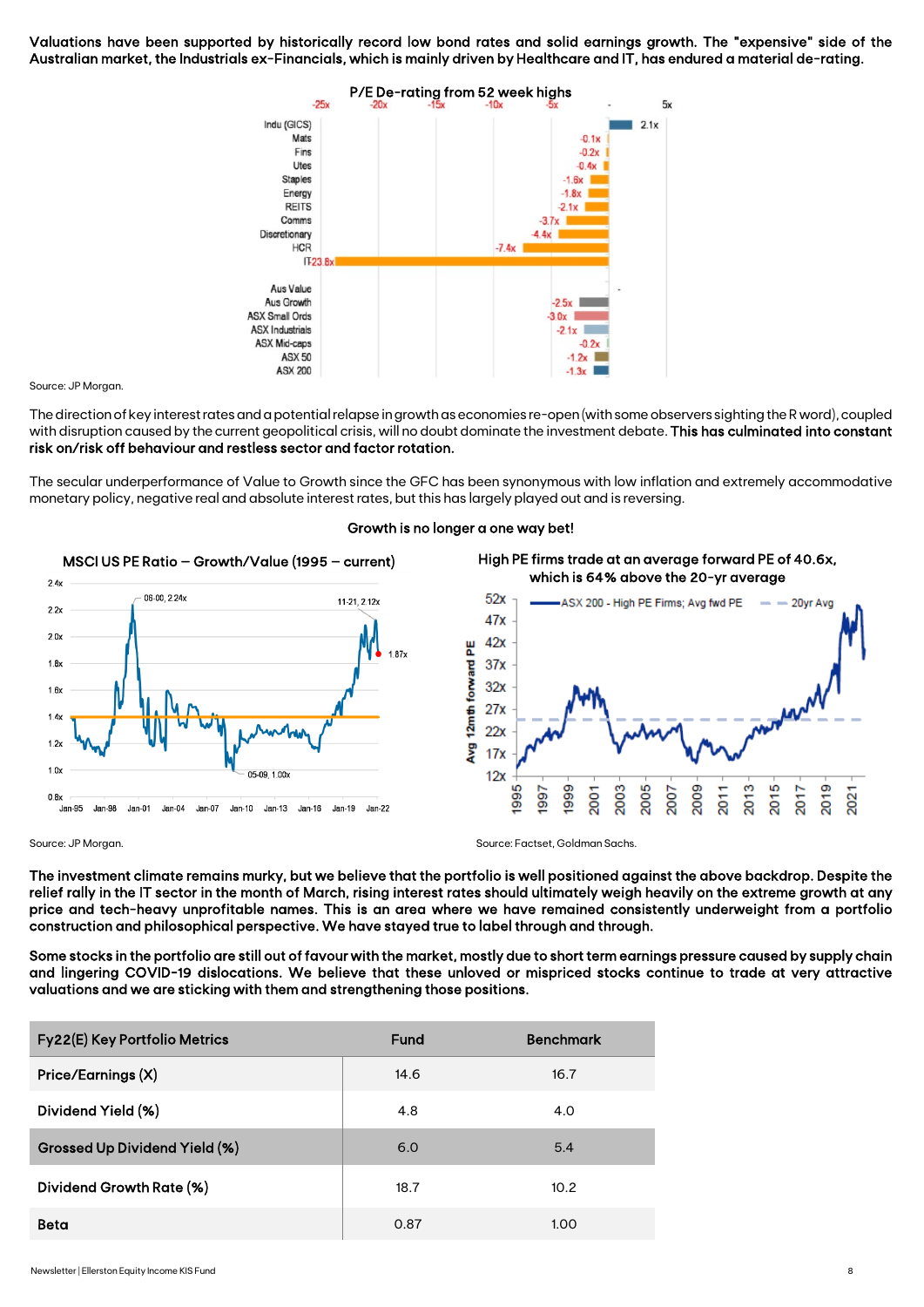**Valuations have been supported by historically record low bond rates and solid earnings growth. The "expensive" side of the Australian market, the Industrials ex-Financials, which is mainly driven by Healthcare and IT, has endured a material de-rating.**

P/E De-rating from 52 week highs

Source: JP Morgan.

The direction of key interest rates and a potential relapse in growth as economies re-open (with some observers sighting the R word), coupled with disruption caused by the current geopolitical crisis, will no doubt dominate the investment debate. **This has culminated into constant risk on/risk off behaviour and restless sector and factor rotation.**

The secular underperformance of Value to Growth since the GFC has been synonymous with low inflation and extremely accommodative monetary policy, negative real and absolute interest rates, but this has largely played out and is reversing.

Growth is no longer a one way bet!

MSCI US PE Ratio – Growth/Value (1995 – current)

High PE firms trade at an average forward PE of 40.6x, which is 64% above the 20-yr average

Source: JP Morgan.

Source: Factset, Goldman Sachs.

**The investment climate remains murky, but we believe that the portfolio is well positioned against the above backdrop. Despite the relief rally in the IT sector in the month of March, rising interest rates should ultimately weigh heavily on the extreme growth at any price and tech-heavy unprofitable names. This is an area where we have remained consistently underweight from a portfolio construction and philosophical perspective. We have stayed true to label through and through.**

**Some stocks in the portfolio are still out of favour with the market, mostly due to short term earnings pressure caused by supply chain and lingering COVID-19 dislocations. We believe that these unloved or mispriced stocks continue to trade at very attractive valuations and we are sticking with them and strengthening those positions.**

| Fy22(E) Key Portfolio Metrics | Fund | Benchmark |
|---|---|---|
| Price/Earnings (X) | 14.6 | 16.7 |
| Dividend Yield (%) | 4.8 | 4.0 |
| Grossed Up Dividend Yield (%) | 6.0 | 5.4 |
| Dividend Growth Rate (%) | 18.7 | 10.2 |
| Beta | 0.87 | 1.00 |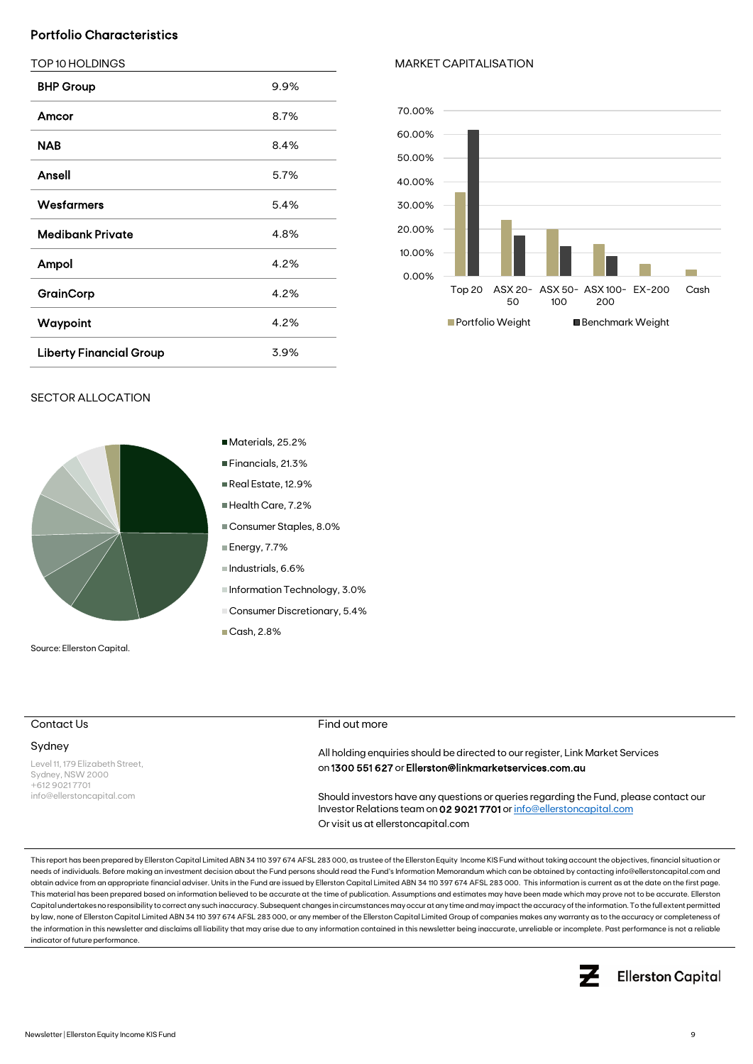## Portfolio Characteristics

### TOP 10 HOLDINGS

| | |
|---|---|
| **BHP Group** | 9.9% |
| **Amcor** | 8.7% |
| **NAB** | 8.4% |
| **Ansell** | 5.7% |
| **Wesfarmers** | 5.4% |
| **Medibank Private** | 4.8% |
| **Ampol** | 4.2% |
| **GrainCorp** | 4.2% |
| **Waypoint** | 4.2% |
| **Liberty Financial Group** | 3.9% |

### MARKET CAPITALISATION

70.00%
60.00%
50.00%
40.00%
30.00%
20.00%
10.00%
0.00%

Top 20
ASX 20-50
ASX 50-100
ASX 100-200
EX-200
Cash

Portfolio Weight
Benchmark Weight

### SECTOR ALLOCATION

Materials, 25.2%
Financials, 21.3%
Real Estate, 12.9%
Health Care, 7.2%
Consumer Staples, 8.0%
Energy, 7.7%
Industrials, 6.6%
Information Technology, 3.0%
Consumer Discretionary, 5.4%
Cash, 2.8%

Source: Ellerston Capital.

---

**Contact Us**

Sydney

Level 11, 179 Elizabeth Street,
Sydney, NSW 2000
+612 9021 7701
info@ellerstoncapital.com

**Find out more**

All holding enquiries should be directed to our register, Link Market Services on **1300 551 627** or **Ellerston@linkmarketservices.com.au**

Should investors have any questions or queries regarding the Fund, please contact our Investor Relations team on **02 9021 7701** or info@ellerstoncapital.com

Or visit us at ellerstoncapital.com

---

This report has been prepared by Ellerston Capital Limited ABN 34 110 397 674 AFSL 283 000, as trustee of the Ellerston Equity Income KIS Fund without taking account the objectives, financial situation or needs of individuals. Before making an investment decision about the Fund persons should read the Fund's Information Memorandum which can be obtained by contacting info@ellerstoncapital.com and obtain advice from an appropriate financial adviser. Units in the Fund are issued by Ellerston Capital Limited ABN 34 110 397 674 AFSL 283 000. This information is current as at the date on the first page. This material has been prepared based on information believed to be accurate at the time of publication. Assumptions and estimates may have been made which may prove not to be accurate. Ellerston Capital undertakes no responsibility to correct any such inaccuracy. Subsequent changes in circumstances may occur at any time and may impact the accuracy of the information. To the full extent permitted by law, none of Ellerston Capital Limited ABN 34 110 397 674 AFSL 283 000, or any member of the Ellerston Capital Limited Group of companies makes any warranty as to the accuracy or completeness of the information in this newsletter and disclaims all liability that may arise due to any information contained in this newsletter being inaccurate, unreliable or incomplete. Past performance is not a reliable indicator of future performance.

Ellerston Capital